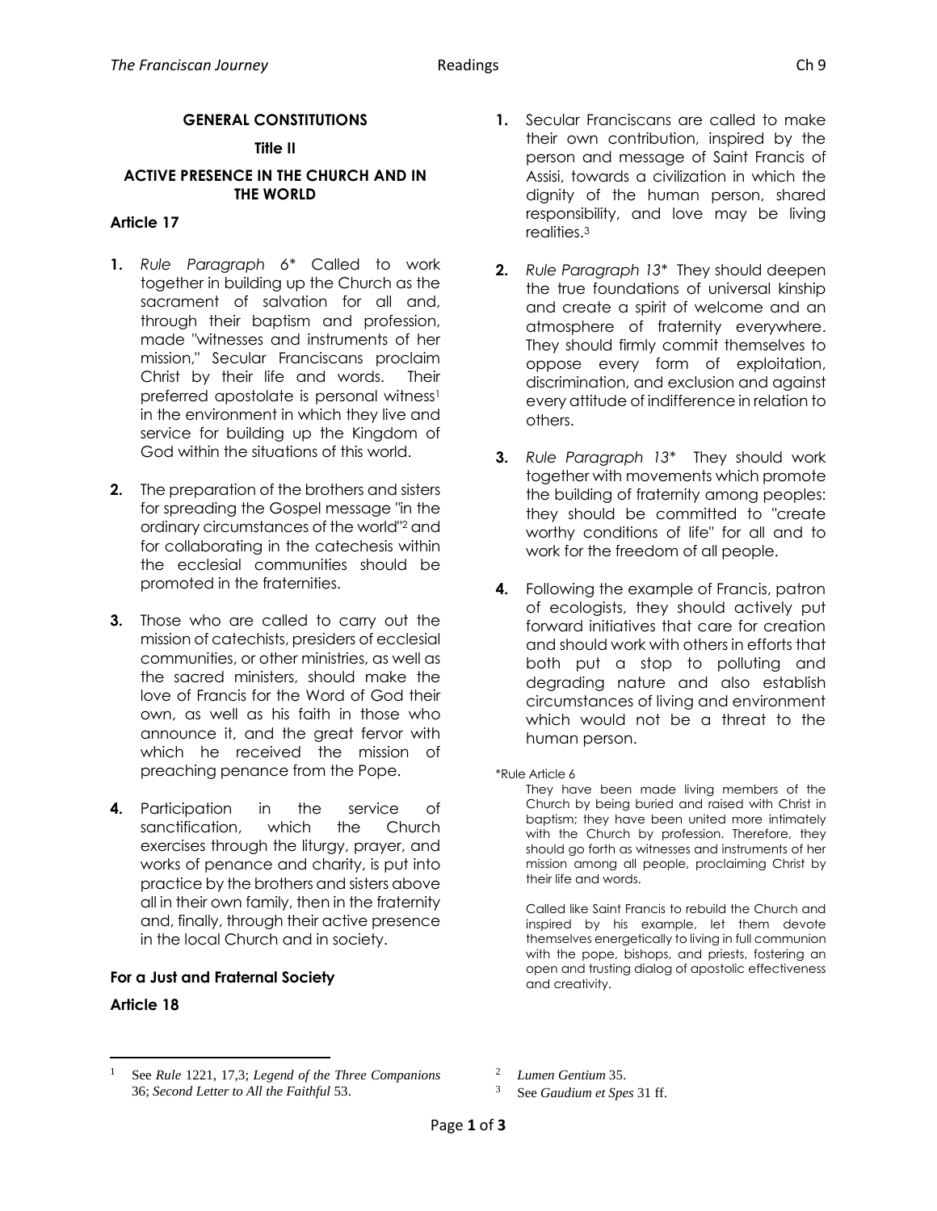## GENERAL CONSTITUTIONS

### Title II

### ACTIVE PRESENCE IN THE CHURCH AND IN THE WORLD

**Article 17**

1. *Rule Paragraph 6\** Called to work together in building up the Church as the sacrament of salvation for all and, through their baptism and profession, made "witnesses and instruments of her mission," Secular Franciscans proclaim Christ by their life and words. Their preferred apostolate is personal witness[1] in the environment in which they live and service for building up the Kingdom of God within the situations of this world.

2. The preparation of the brothers and sisters for spreading the Gospel message "in the ordinary circumstances of the world"[2] and for collaborating in the catechesis within the ecclesial communities should be promoted in the fraternities.

3. Those who are called to carry out the mission of catechists, presiders of ecclesial communities, or other ministries, as well as the sacred ministers, should make the love of Francis for the Word of God their own, as well as his faith in those who announce it, and the great fervor with which he received the mission of preaching penance from the Pope.

4. Participation in the service of sanctification, which the Church exercises through the liturgy, prayer, and works of penance and charity, is put into practice by the brothers and sisters above all in their own family, then in the fraternity and, finally, through their active presence in the local Church and in society.

**For a Just and Fraternal Society**

**Article 18**

1. Secular Franciscans are called to make their own contribution, inspired by the person and message of Saint Francis of Assisi, towards a civilization in which the dignity of the human person, shared responsibility, and love may be living realities.[3]

2. *Rule Paragraph 13\** They should deepen the true foundations of universal kinship and create a spirit of welcome and an atmosphere of fraternity everywhere. They should firmly commit themselves to oppose every form of exploitation, discrimination, and exclusion and against every attitude of indifference in relation to others.

3. *Rule Paragraph 13\** They should work together with movements which promote the building of fraternity among peoples: they should be committed to "create worthy conditions of life" for all and to work for the freedom of all people.

4. Following the example of Francis, patron of ecologists, they should actively put forward initiatives that care for creation and should work with others in efforts that both put a stop to polluting and degrading nature and also establish circumstances of living and environment which would not be a threat to the human person.

\*Rule Article 6

They have been made living members of the Church by being buried and raised with Christ in baptism; they have been united more intimately with the Church by profession. Therefore, they should go forth as witnesses and instruments of her mission among all people, proclaiming Christ by their life and words.

Called like Saint Francis to rebuild the Church and inspired by his example, let them devote themselves energetically to living in full communion with the pope, bishops, and priests, fostering an open and trusting dialog of apostolic effectiveness and creativity.

---

[1] See *Rule* 1221, 17,3; *Legend of the Three Companions* 36; *Second Letter to All the Faithful* 53.

[2] *Lumen Gentium* 35.

[3] See *Gaudium et Spes* 31 ff.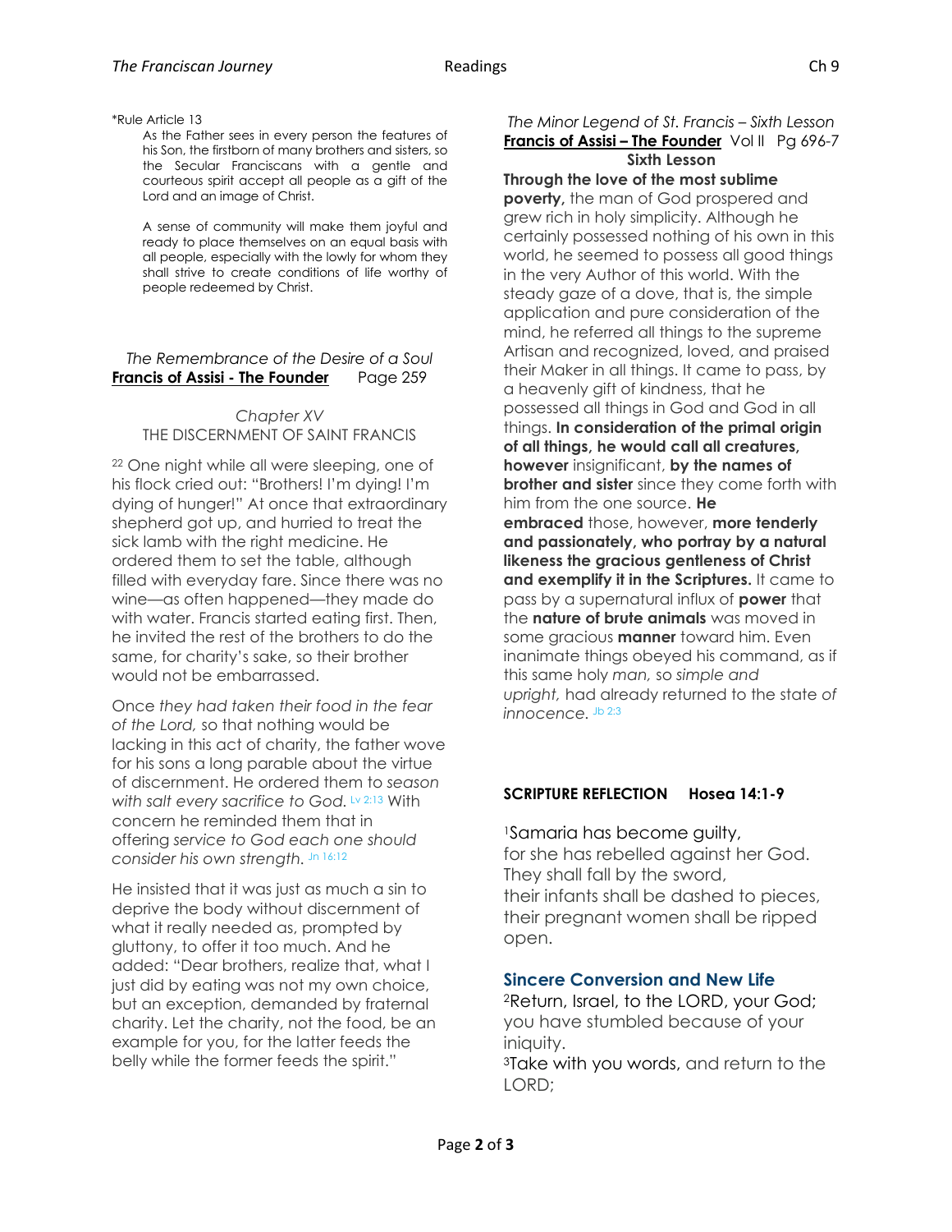*Rule Article 13

> As the Father sees in every person the features of his Son, the firstborn of many brothers and sisters, so the Secular Franciscans with a gentle and courteous spirit accept all people as a gift of the Lord and an image of Christ.
>
> A sense of community will make them joyful and ready to place themselves on an equal basis with all people, especially with the lowly for whom they shall strive to create conditions of life worthy of people redeemed by Christ.

*The Remembrance of the Desire of a Soul*
**Francis of Assisi - The Founder** Page 259

*Chapter XV*
THE DISCERNMENT OF SAINT FRANCIS

[22] One night while all were sleeping, one of his flock cried out: "Brothers! I'm dying! I'm dying of hunger!" At once that extraordinary shepherd got up, and hurried to treat the sick lamb with the right medicine. He ordered them to set the table, although filled with everyday fare. Since there was no wine—as often happened—they made do with water. Francis started eating first. Then, he invited the rest of the brothers to do the same, for charity's sake, so their brother would not be embarrassed.

Once *they had taken their food in the fear of the Lord,* so that nothing would be lacking in this act of charity, the father wove for his sons a long parable about the virtue of discernment. He ordered them to *season with salt every sacrifice to God.* Lv 2:13 With concern he reminded them that in offering *service to God each one should consider his own strength.* Jn 16:12

He insisted that it was just as much a sin to deprive the body without discernment of what it really needed as, prompted by gluttony, to offer it too much. And he added: "Dear brothers, realize that, what I just did by eating was not my own choice, but an exception, demanded by fraternal charity. Let the charity, not the food, be an example for you, for the latter feeds the belly while the former feeds the spirit."

*The Minor Legend of St. Francis – Sixth Lesson*
**Francis of Assisi – The Founder** Vol II Pg 696-7

**Sixth Lesson**

**Through the love of the most sublime poverty,** the man of God prospered and grew rich in holy simplicity. Although he certainly possessed nothing of his own in this world, he seemed to possess all good things in the very Author of this world. With the steady gaze of a dove, that is, the simple application and pure consideration of the mind, he referred all things to the supreme Artisan and recognized, loved, and praised their Maker in all things. It came to pass, by a heavenly gift of kindness, that he possessed all things in God and God in all things. **In consideration of the primal origin of all things, he would call all creatures, however** insignificant, **by the names of brother and sister** since they come forth with him from the one source. **He embraced** those, however, **more tenderly and passionately, who portray by a natural likeness the gracious gentleness of Christ and exemplify it in the Scriptures.** It came to pass by a supernatural influx of **power** that the **nature of brute animals** was moved in some gracious **manner** toward him. Even inanimate things obeyed his command, as if this same holy *man, so simple and upright,* had already returned to the state *of innocence.* Jb 2:3

**SCRIPTURE REFLECTION Hosea 14:1-9**

[1]Samaria has become guilty,
for she has rebelled against her God.
They shall fall by the sword,
their infants shall be dashed to pieces,
their pregnant women shall be ripped open.

### Sincere Conversion and New Life

[2]Return, Israel, to the LORD, your God;
you have stumbled because of your iniquity.
[3]Take with you words, and return to the LORD;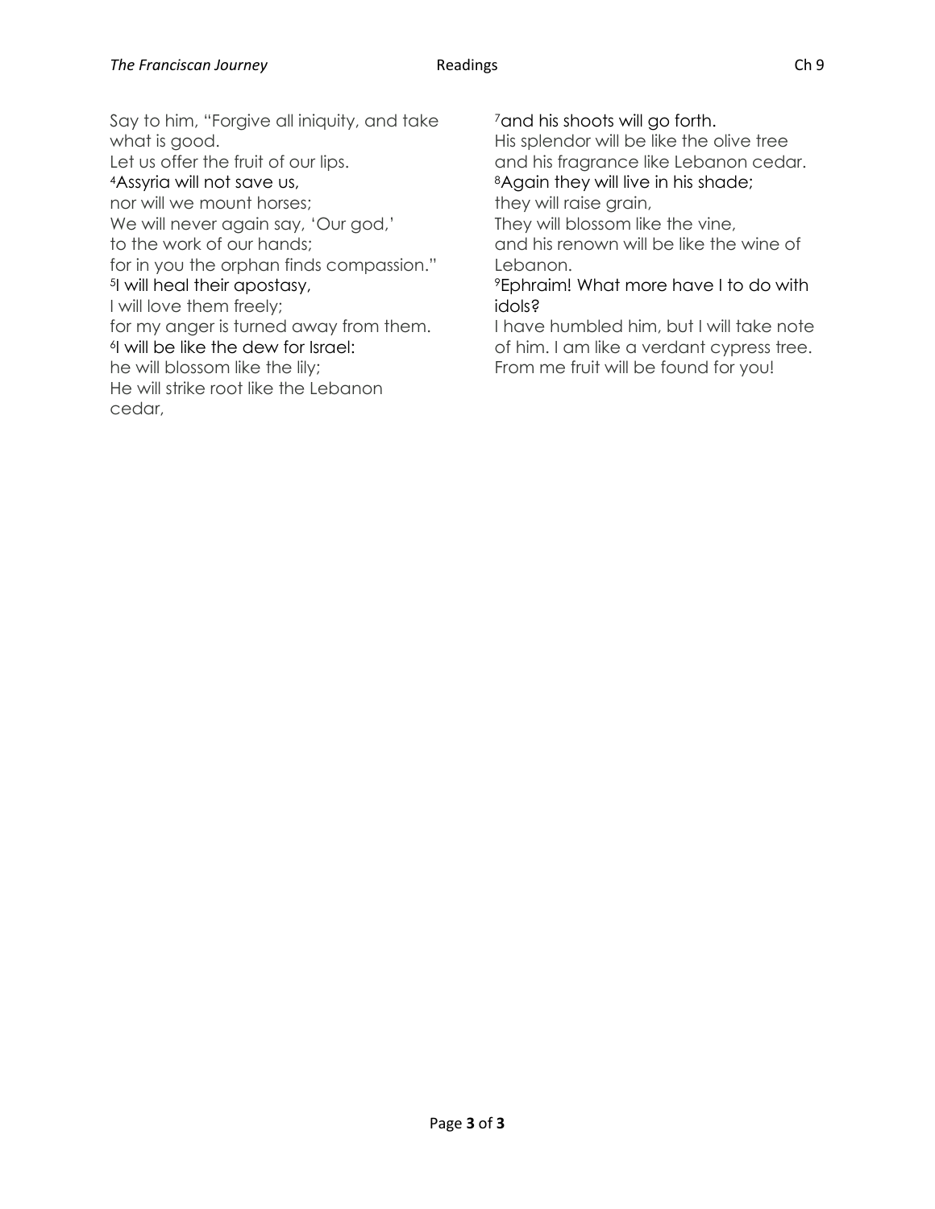Say to him, "Forgive all iniquity, and take what is good.
Let us offer the fruit of our lips.
[4]Assyria will not save us,
nor will we mount horses;
We will never again say, 'Our god,'
to the work of our hands;
for in you the orphan finds compassion."
[5]I will heal their apostasy,
I will love them freely;
for my anger is turned away from them.
[6]I will be like the dew for Israel:
he will blossom like the lily;
He will strike root like the Lebanon cedar,
[7]and his shoots will go forth.
His splendor will be like the olive tree
and his fragrance like Lebanon cedar.
[8]Again they will live in his shade;
they will raise grain,
They will blossom like the vine,
and his renown will be like the wine of Lebanon.
[9]Ephraim! What more have I to do with idols?
I have humbled him, but I will take note of him. I am like a verdant cypress tree.
From me fruit will be found for you!